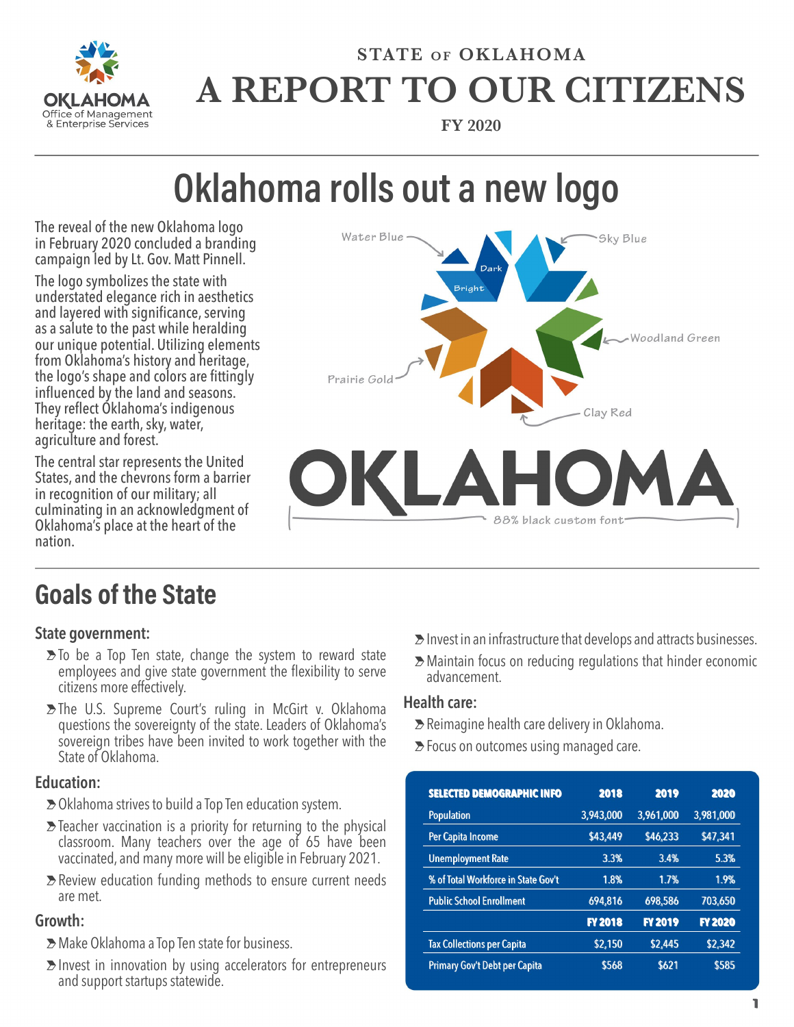STATE OF OKLAHOMA

# A REPORT TO OUR CITIZENS

FY 2020

# Oklahoma rolls out a new logo

The reveal of the new Oklahoma logo in February 2020 concluded a branding campaign led by Lt. Gov. Matt Pinnell.

The logo symbolizes the state with understated elegance rich in aesthetics and layered with significance, serving as a salute to the past while heralding our unique potential. Utilizing elements from Oklahoma's history and heritage, the logo's shape and colors are fittingly influenced by the land and seasons. They reflect Oklahoma's indigenous heritage: the earth, sky, water, agriculture and forest.

The central star represents the United States, and the chevrons form a barrier in recognition of our military; all culminating in an acknowledgment of Oklahoma's place at the heart of the nation.

Water Blue — Sky Blue — Dark — Bright — Woodland Green — Prairie Gold — Clay Red

OKLAHOMA — 88% black custom font

## Goals of the State

### State government:

- To be a Top Ten state, change the system to reward state employees and give state government the flexibility to serve citizens more effectively.
- The U.S. Supreme Court's ruling in McGirt v. Oklahoma questions the sovereignty of the state. Leaders of Oklahoma's sovereign tribes have been invited to work together with the State of Oklahoma.

### Education:

- Oklahoma strives to build a Top Ten education system.
- Teacher vaccination is a priority for returning to the physical classroom. Many teachers over the age of 65 have been vaccinated, and many more will be eligible in February 2021.
- Review education funding methods to ensure current needs are met.

### Growth:

- Make Oklahoma a Top Ten state for business.
- Invest in innovation by using accelerators for entrepreneurs and support startups statewide.
- Invest in an infrastructure that develops and attracts businesses.
- Maintain focus on reducing regulations that hinder economic advancement.

### Health care:

- Reimagine health care delivery in Oklahoma.
- Focus on outcomes using managed care.

| SELECTED DEMOGRAPHIC INFO | 2018 | 2019 | 2020 |
|---|---|---|---|
| Population | 3,943,000 | 3,961,000 | 3,981,000 |
| Per Capita Income | $43,449 | $46,233 | $47,341 |
| Unemployment Rate | 3.3% | 3.4% | 5.3% |
| % of Total Workforce in State Gov't | 1.8% | 1.7% | 1.9% |
| Public School Enrollment | 694,816 | 698,586 | 703,650 |
| | FY 2018 | FY 2019 | FY 2020 |
| Tax Collections per Capita | $2,150 | $2,445 | $2,342 |
| Primary Gov't Debt per Capita | $568 | $621 | $585 |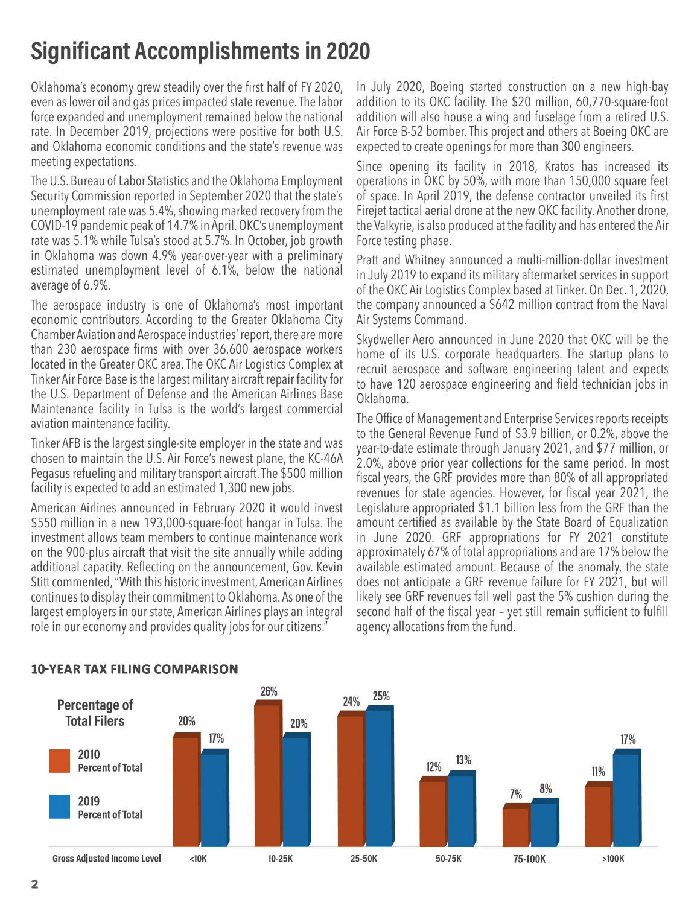# Significant Accomplishments in 2020

Oklahoma's economy grew steadily over the first half of FY 2020, even as lower oil and gas prices impacted state revenue. The labor force expanded and unemployment remained below the national rate. In December 2019, projections were positive for both U.S. and Oklahoma economic conditions and the state's revenue was meeting expectations.

The U.S. Bureau of Labor Statistics and the Oklahoma Employment Security Commission reported in September 2020 that the state's unemployment rate was 5.4%, showing marked recovery from the COVID-19 pandemic peak of 14.7% in April. OKC's unemployment rate was 5.1% while Tulsa's stood at 5.7%. In October, job growth in Oklahoma was down 4.9% year-over-year with a preliminary estimated unemployment level of 6.1%, below the national average of 6.9%.

The aerospace industry is one of Oklahoma's most important economic contributors. According to the Greater Oklahoma City Chamber Aviation and Aerospace industries' report, there are more than 230 aerospace firms with over 36,600 aerospace workers located in the Greater OKC area. The OKC Air Logistics Complex at Tinker Air Force Base is the largest military aircraft repair facility for the U.S. Department of Defense and the American Airlines Base Maintenance facility in Tulsa is the world's largest commercial aviation maintenance facility.

Tinker AFB is the largest single-site employer in the state and was chosen to maintain the U.S. Air Force's newest plane, the KC-46A Pegasus refueling and military transport aircraft. The $500 million facility is expected to add an estimated 1,300 new jobs.

American Airlines announced in February 2020 it would invest $550 million in a new 193,000-square-foot hangar in Tulsa. The investment allows team members to continue maintenance work on the 900-plus aircraft that visit the site annually while adding additional capacity. Reflecting on the announcement, Gov. Kevin Stitt commented, "With this historic investment, American Airlines continues to display their commitment to Oklahoma. As one of the largest employers in our state, American Airlines plays an integral role in our economy and provides quality jobs for our citizens."

In July 2020, Boeing started construction on a new high-bay addition to its OKC facility. The $20 million, 60,770-square-foot addition will also house a wing and fuselage from a retired U.S. Air Force B-52 bomber. This project and others at Boeing OKC are expected to create openings for more than 300 engineers.

Since opening its facility in 2018, Kratos has increased its operations in OKC by 50%, with more than 150,000 square feet of space. In April 2019, the defense contractor unveiled its first Firejet tactical aerial drone at the new OKC facility. Another drone, the Valkyrie, is also produced at the facility and has entered the Air Force testing phase.

Pratt and Whitney announced a multi-million-dollar investment in July 2019 to expand its military aftermarket services in support of the OKC Air Logistics Complex based at Tinker. On Dec. 1, 2020, the company announced a $642 million contract from the Naval Air Systems Command.

Skydweller Aero announced in June 2020 that OKC will be the home of its U.S. corporate headquarters. The startup plans to recruit aerospace and software engineering talent and expects to have 120 aerospace engineering and field technician jobs in Oklahoma.

The Office of Management and Enterprise Services reports receipts to the General Revenue Fund of $3.9 billion, or 0.2%, above the year-to-date estimate through January 2021, and $77 million, or 2.0%, above prior year collections for the same period. In most fiscal years, the GRF provides more than 80% of all appropriated revenues for state agencies. However, for fiscal year 2021, the Legislature appropriated $1.1 billion less from the GRF than the amount certified as available by the State Board of Equalization in June 2020. GRF appropriations for FY 2021 constitute approximately 67% of total appropriations and are 17% below the available estimated amount. Because of the anomaly, the state does not anticipate a GRF revenue failure for FY 2021, but will likely see GRF revenues fall well past the 5% cushion during the second half of the fiscal year – yet still remain sufficient to fulfill agency allocations from the fund.

## 10-YEAR TAX FILING COMPARISON

Percentage of Total Filers

| Gross Adjusted Income Level | 2010 Percent of Total | 2019 Percent of Total |
|---|---|---|
| <10K | 20% | 17% |
| 10-25K | 26% | 20% |
| 25-50K | 24% | 25% |
| 50-75K | 12% | 13% |
| 75-100K | 7% | 8% |
| >100K | 11% | 17% |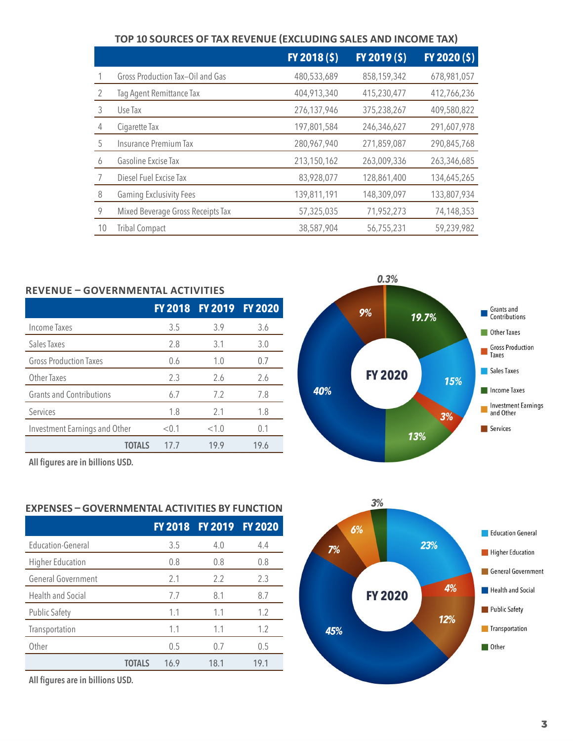## TOP 10 SOURCES OF TAX REVENUE (EXCLUDING SALES AND INCOME TAX)

| | | FY 2018 ($) | FY 2019 ($) | FY 2020 ($) |
|---|---|---|---|---|
| 1 | Gross Production Tax–Oil and Gas | 480,533,689 | 858,159,342 | 678,981,057 |
| 2 | Tag Agent Remittance Tax | 404,913,340 | 415,230,477 | 412,766,236 |
| 3 | Use Tax | 276,137,946 | 375,238,267 | 409,580,822 |
| 4 | Cigarette Tax | 197,801,584 | 246,346,627 | 291,607,978 |
| 5 | Insurance Premium Tax | 280,967,940 | 271,859,087 | 290,845,768 |
| 6 | Gasoline Excise Tax | 213,150,162 | 263,009,336 | 263,346,685 |
| 7 | Diesel Fuel Excise Tax | 83,928,077 | 128,861,400 | 134,645,265 |
| 8 | Gaming Exclusivity Fees | 139,811,191 | 148,309,097 | 133,807,934 |
| 9 | Mixed Beverage Gross Receipts Tax | 57,325,035 | 71,952,273 | 74,148,353 |
| 10 | Tribal Compact | 38,587,904 | 56,755,231 | 59,239,982 |

## REVENUE – GOVERNMENTAL ACTIVITIES

| | FY 2018 | FY 2019 | FY 2020 |
|---|---|---|---|
| Income Taxes | 3.5 | 3.9 | 3.6 |
| Sales Taxes | 2.8 | 3.1 | 3.0 |
| Gross Production Taxes | 0.6 | 1.0 | 0.7 |
| Other Taxes | 2.3 | 2.6 | 2.6 |
| Grants and Contributions | 6.7 | 7.2 | 7.8 |
| Services | 1.8 | 2.1 | 1.8 |
| Investment Earnings and Other | <0.1 | <1.0 | 0.1 |
| TOTALS | 17.7 | 19.9 | 19.6 |

**All figures are in billions USD.**

**FY 2020**

- Grants and Contributions: 40%
- Other Taxes: 13%
- Gross Production Taxes: 3%
- Sales Taxes: 15%
- Income Taxes: 19.7%
- Investment Earnings and Other: 0.3%
- Services: 9%

## EXPENSES – GOVERNMENTAL ACTIVITIES BY FUNCTION

| | FY 2018 | FY 2019 | FY 2020 |
|---|---|---|---|
| Education-General | 3.5 | 4.0 | 4.4 |
| Higher Education | 0.8 | 0.8 | 0.8 |
| General Government | 2.1 | 2.2 | 2.3 |
| Health and Social | 7.7 | 8.1 | 8.7 |
| Public Safety | 1.1 | 1.1 | 1.2 |
| Transportation | 1.1 | 1.1 | 1.2 |
| Other | 0.5 | 0.7 | 0.5 |
| TOTALS | 16.9 | 18.1 | 19.1 |

**All figures are in billions USD.**

**FY 2020**

- Education General: 23%
- Higher Education: 4%
- General Government: 12%
- Health and Social: 45%
- Public Safety: 7%
- Transportation: 6%
- Other: 3%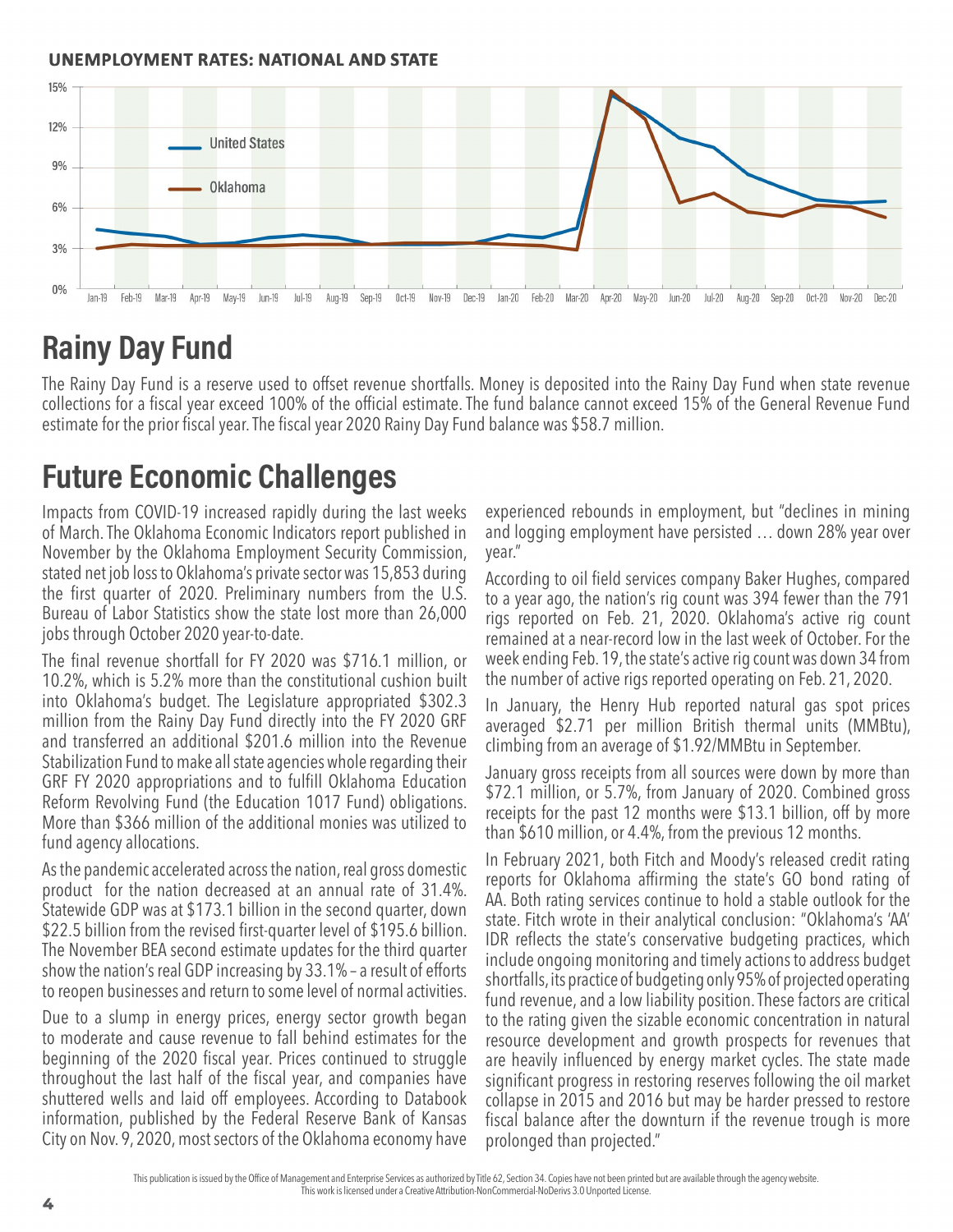**UNEMPLOYMENT RATES: NATIONAL AND STATE**

15%
12%
9%
6%
3%
0%

United States
Oklahoma

Jan-19 Feb-19 Mar-19 Apr-19 May-19 Jun-19 Jul-19 Aug-19 Sep-19 Oct-19 Nov-19 Dec-19 Jan-20 Feb-20 Mar-20 Apr-20 May-20 Jun-20 Jul-20 Aug-20 Sep-20 Oct-20 Nov-20 Dec-20

# Rainy Day Fund

The Rainy Day Fund is a reserve used to offset revenue shortfalls. Money is deposited into the Rainy Day Fund when state revenue collections for a fiscal year exceed 100% of the official estimate. The fund balance cannot exceed 15% of the General Revenue Fund estimate for the prior fiscal year. The fiscal year 2020 Rainy Day Fund balance was $58.7 million.

# Future Economic Challenges

Impacts from COVID-19 increased rapidly during the last weeks of March. The Oklahoma Economic Indicators report published in November by the Oklahoma Employment Security Commission, stated net job loss to Oklahoma's private sector was 15,853 during the first quarter of 2020. Preliminary numbers from the U.S. Bureau of Labor Statistics show the state lost more than 26,000 jobs through October 2020 year-to-date.

The final revenue shortfall for FY 2020 was $716.1 million, or 10.2%, which is 5.2% more than the constitutional cushion built into Oklahoma's budget. The Legislature appropriated $302.3 million from the Rainy Day Fund directly into the FY 2020 GRF and transferred an additional $201.6 million into the Revenue Stabilization Fund to make all state agencies whole regarding their GRF FY 2020 appropriations and to fulfill Oklahoma Education Reform Revolving Fund (the Education 1017 Fund) obligations. More than $366 million of the additional monies was utilized to fund agency allocations.

As the pandemic accelerated across the nation, real gross domestic product for the nation decreased at an annual rate of 31.4%. Statewide GDP was at $173.1 billion in the second quarter, down $22.5 billion from the revised first-quarter level of $195.6 billion. The November BEA second estimate updates for the third quarter show the nation's real GDP increasing by 33.1% – a result of efforts to reopen businesses and return to some level of normal activities.

Due to a slump in energy prices, energy sector growth began to moderate and cause revenue to fall behind estimates for the beginning of the 2020 fiscal year. Prices continued to struggle throughout the last half of the fiscal year, and companies have shuttered wells and laid off employees. According to Databook information, published by the Federal Reserve Bank of Kansas City on Nov. 9, 2020, most sectors of the Oklahoma economy have experienced rebounds in employment, but "declines in mining and logging employment have persisted … down 28% year over year."

According to oil field services company Baker Hughes, compared to a year ago, the nation's rig count was 394 fewer than the 791 rigs reported on Feb. 21, 2020. Oklahoma's active rig count remained at a near-record low in the last week of October. For the week ending Feb. 19, the state's active rig count was down 34 from the number of active rigs reported operating on Feb. 21, 2020.

In January, the Henry Hub reported natural gas spot prices averaged $2.71 per million British thermal units (MMBtu), climbing from an average of $1.92/MMBtu in September.

January gross receipts from all sources were down by more than $72.1 million, or 5.7%, from January of 2020. Combined gross receipts for the past 12 months were $13.1 billion, off by more than $610 million, or 4.4%, from the previous 12 months.

In February 2021, both Fitch and Moody's released credit rating reports for Oklahoma affirming the state's GO bond rating of AA. Both rating services continue to hold a stable outlook for the state. Fitch wrote in their analytical conclusion: "Oklahoma's 'AA' IDR reflects the state's conservative budgeting practices, which include ongoing monitoring and timely actions to address budget shortfalls, its practice of budgeting only 95% of projected operating fund revenue, and a low liability position. These factors are critical to the rating given the sizable economic concentration in natural resource development and growth prospects for revenues that are heavily influenced by energy market cycles. The state made significant progress in restoring reserves following the oil market collapse in 2015 and 2016 but may be harder pressed to restore fiscal balance after the downturn if the revenue trough is more prolonged than projected."

This publication is issued by the Office of Management and Enterprise Services as authorized by Title 62, Section 34. Copies have not been printed but are available through the agency website.
This work is licensed under a Creative Attribution-NonCommercial-NoDerivs 3.0 Unported License.